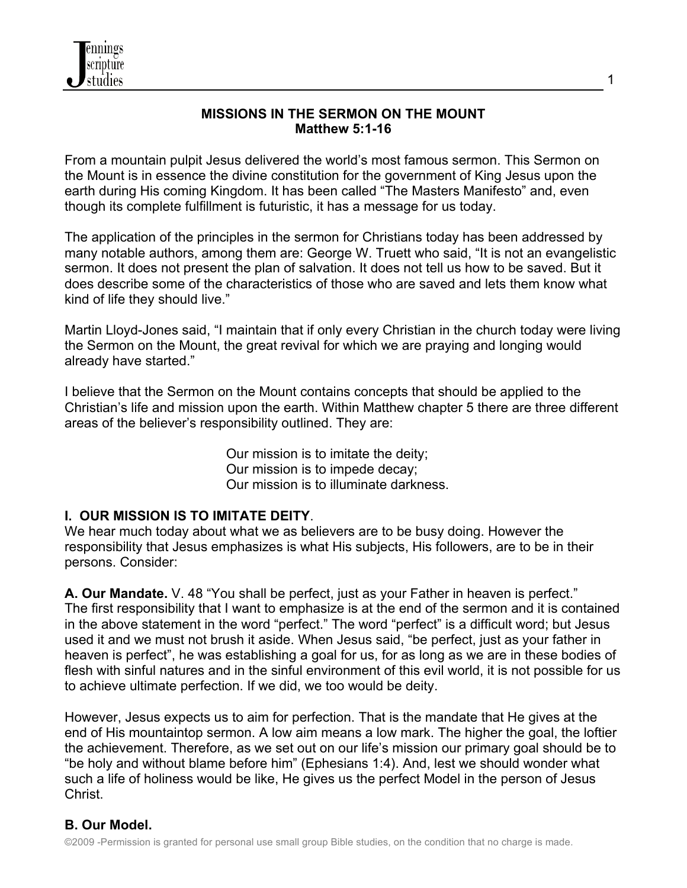## MISSIONS IN THE SERMON ON THE MOUNT
### Matthew 5:1-16

From a mountain pulpit Jesus delivered the world's most famous sermon. This Sermon on the Mount is in essence the divine constitution for the government of King Jesus upon the earth during His coming Kingdom. It has been called "The Masters Manifesto" and, even though its complete fulfillment is futuristic, it has a message for us today.

The application of the principles in the sermon for Christians today has been addressed by many notable authors, among them are: George W. Truett who said, "It is not an evangelistic sermon. It does not present the plan of salvation. It does not tell us how to be saved. But it does describe some of the characteristics of those who are saved and lets them know what kind of life they should live."

Martin Lloyd-Jones said, "I maintain that if only every Christian in the church today were living the Sermon on the Mount, the great revival for which we are praying and longing would already have started."

I believe that the Sermon on the Mount contains concepts that should be applied to the Christian's life and mission upon the earth. Within Matthew chapter 5 there are three different areas of the believer's responsibility outlined. They are:

Our mission is to imitate the deity;
Our mission is to impede decay;
Our mission is to illuminate darkness.

## I. OUR MISSION IS TO IMITATE DEITY.

We hear much today about what we as believers are to be busy doing. However the responsibility that Jesus emphasizes is what His subjects, His followers, are to be in their persons. Consider:

**A. Our Mandate.** V. 48 "You shall be perfect, just as your Father in heaven is perfect." The first responsibility that I want to emphasize is at the end of the sermon and it is contained in the above statement in the word "perfect." The word "perfect" is a difficult word; but Jesus used it and we must not brush it aside. When Jesus said, "be perfect, just as your father in heaven is perfect", he was establishing a goal for us, for as long as we are in these bodies of flesh with sinful natures and in the sinful environment of this evil world, it is not possible for us to achieve ultimate perfection. If we did, we too would be deity.

However, Jesus expects us to aim for perfection. That is the mandate that He gives at the end of His mountaintop sermon. A low aim means a low mark. The higher the goal, the loftier the achievement. Therefore, as we set out on our life's mission our primary goal should be to "be holy and without blame before him" (Ephesians 1:4). And, lest we should wonder what such a life of holiness would be like, He gives us the perfect Model in the person of Jesus Christ.

**B. Our Model.**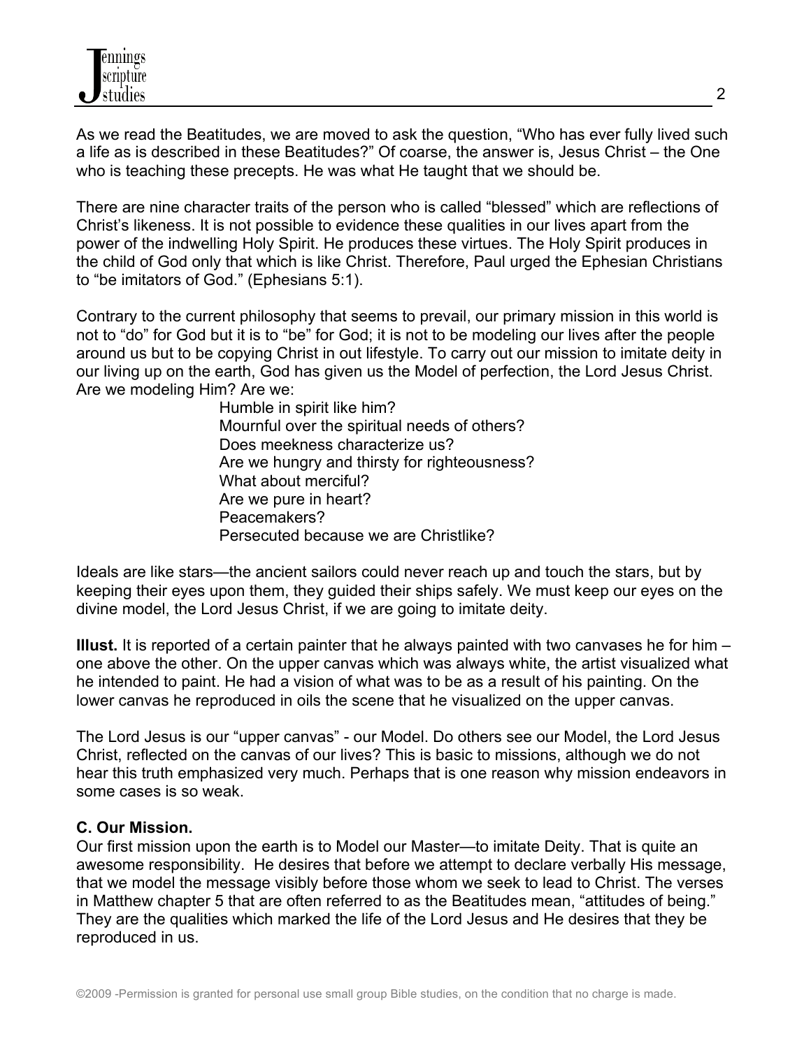As we read the Beatitudes, we are moved to ask the question, "Who has ever fully lived such a life as is described in these Beatitudes?" Of coarse, the answer is, Jesus Christ – the One who is teaching these precepts. He was what He taught that we should be.

There are nine character traits of the person who is called "blessed" which are reflections of Christ's likeness. It is not possible to evidence these qualities in our lives apart from the power of the indwelling Holy Spirit. He produces these virtues. The Holy Spirit produces in the child of God only that which is like Christ. Therefore, Paul urged the Ephesian Christians to "be imitators of God." (Ephesians 5:1).

Contrary to the current philosophy that seems to prevail, our primary mission in this world is not to "do" for God but it is to "be" for God; it is not to be modeling our lives after the people around us but to be copying Christ in out lifestyle. To carry out our mission to imitate deity in our living up on the earth, God has given us the Model of perfection, the Lord Jesus Christ. Are we modeling Him? Are we:

Humble in spirit like him?
Mournful over the spiritual needs of others?
Does meekness characterize us?
Are we hungry and thirsty for righteousness?
What about merciful?
Are we pure in heart?
Peacemakers?
Persecuted because we are Christlike?

Ideals are like stars—the ancient sailors could never reach up and touch the stars, but by keeping their eyes upon them, they guided their ships safely. We must keep our eyes on the divine model, the Lord Jesus Christ, if we are going to imitate deity.

**Illust.** It is reported of a certain painter that he always painted with two canvases he for him – one above the other. On the upper canvas which was always white, the artist visualized what he intended to paint. He had a vision of what was to be as a result of his painting. On the lower canvas he reproduced in oils the scene that he visualized on the upper canvas.

The Lord Jesus is our "upper canvas" - our Model. Do others see our Model, the Lord Jesus Christ, reflected on the canvas of our lives? This is basic to missions, although we do not hear this truth emphasized very much. Perhaps that is one reason why mission endeavors in some cases is so weak.

**C. Our Mission.**

Our first mission upon the earth is to Model our Master—to imitate Deity. That is quite an awesome responsibility. He desires that before we attempt to declare verbally His message, that we model the message visibly before those whom we seek to lead to Christ. The verses in Matthew chapter 5 that are often referred to as the Beatitudes mean, "attitudes of being." They are the qualities which marked the life of the Lord Jesus and He desires that they be reproduced in us.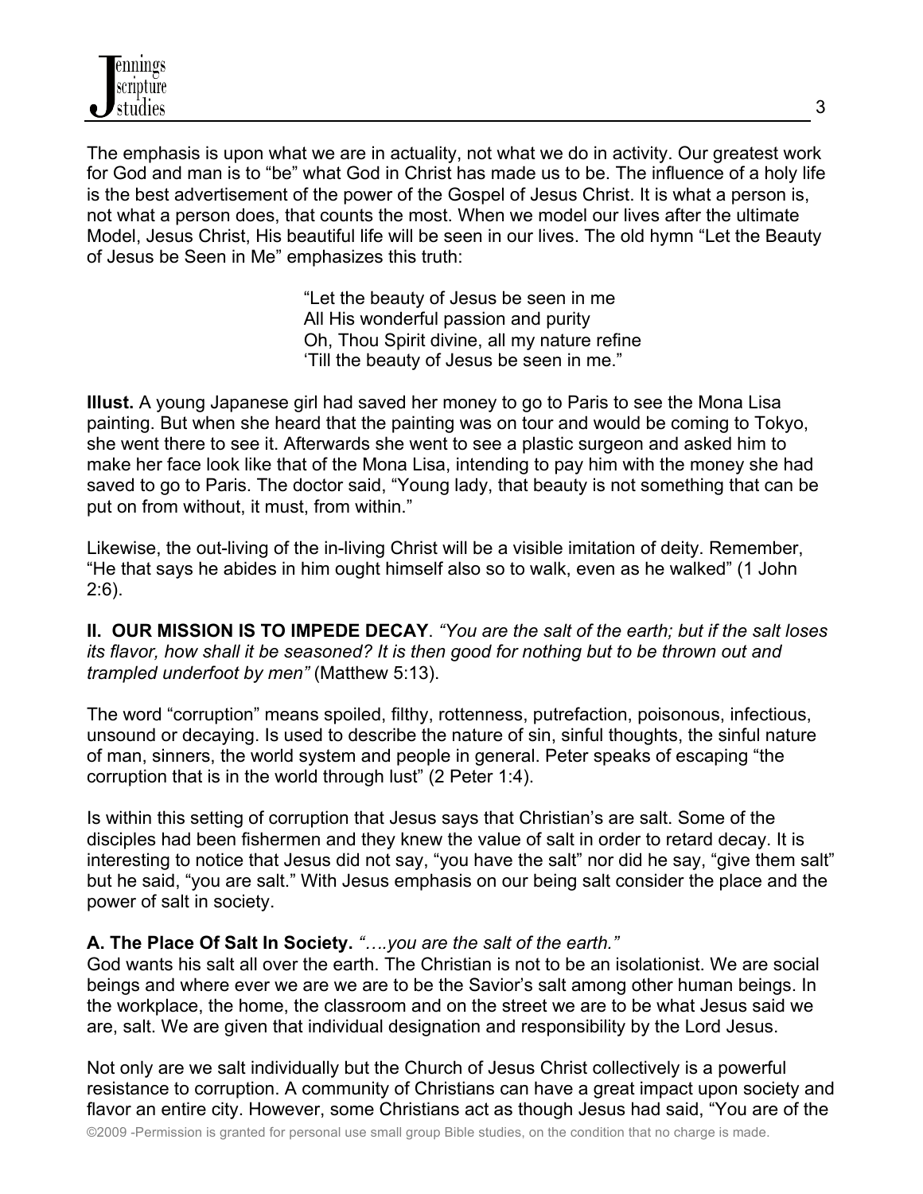The emphasis is upon what we are in actuality, not what we do in activity. Our greatest work for God and man is to "be" what God in Christ has made us to be. The influence of a holy life is the best advertisement of the power of the Gospel of Jesus Christ. It is what a person is, not what a person does, that counts the most. When we model our lives after the ultimate Model, Jesus Christ, His beautiful life will be seen in our lives. The old hymn "Let the Beauty of Jesus be Seen in Me" emphasizes this truth:

> "Let the beauty of Jesus be seen in me
> All His wonderful passion and purity
> Oh, Thou Spirit divine, all my nature refine
> 'Till the beauty of Jesus be seen in me."

**Illust.** A young Japanese girl had saved her money to go to Paris to see the Mona Lisa painting. But when she heard that the painting was on tour and would be coming to Tokyo, she went there to see it. Afterwards she went to see a plastic surgeon and asked him to make her face look like that of the Mona Lisa, intending to pay him with the money she had saved to go to Paris. The doctor said, "Young lady, that beauty is not something that can be put on from without, it must, from within."

Likewise, the out-living of the in-living Christ will be a visible imitation of deity. Remember, "He that says he abides in him ought himself also so to walk, even as he walked" (1 John 2:6).

**II. OUR MISSION IS TO IMPEDE DECAY**. *"You are the salt of the earth; but if the salt loses its flavor, how shall it be seasoned? It is then good for nothing but to be thrown out and trampled underfoot by men"* (Matthew 5:13).

The word "corruption" means spoiled, filthy, rottenness, putrefaction, poisonous, infectious, unsound or decaying. Is used to describe the nature of sin, sinful thoughts, the sinful nature of man, sinners, the world system and people in general. Peter speaks of escaping "the corruption that is in the world through lust" (2 Peter 1:4).

Is within this setting of corruption that Jesus says that Christian's are salt. Some of the disciples had been fishermen and they knew the value of salt in order to retard decay. It is interesting to notice that Jesus did not say, "you have the salt" nor did he say, "give them salt" but he said, "you are salt." With Jesus emphasis on our being salt consider the place and the power of salt in society.

**A. The Place Of Salt In Society.** *"….you are the salt of the earth."*
God wants his salt all over the earth. The Christian is not to be an isolationist. We are social beings and where ever we are we are to be the Savior's salt among other human beings. In the workplace, the home, the classroom and on the street we are to be what Jesus said we are, salt. We are given that individual designation and responsibility by the Lord Jesus.

Not only are we salt individually but the Church of Jesus Christ collectively is a powerful resistance to corruption. A community of Christians can have a great impact upon society and flavor an entire city. However, some Christians act as though Jesus had said, "You are of the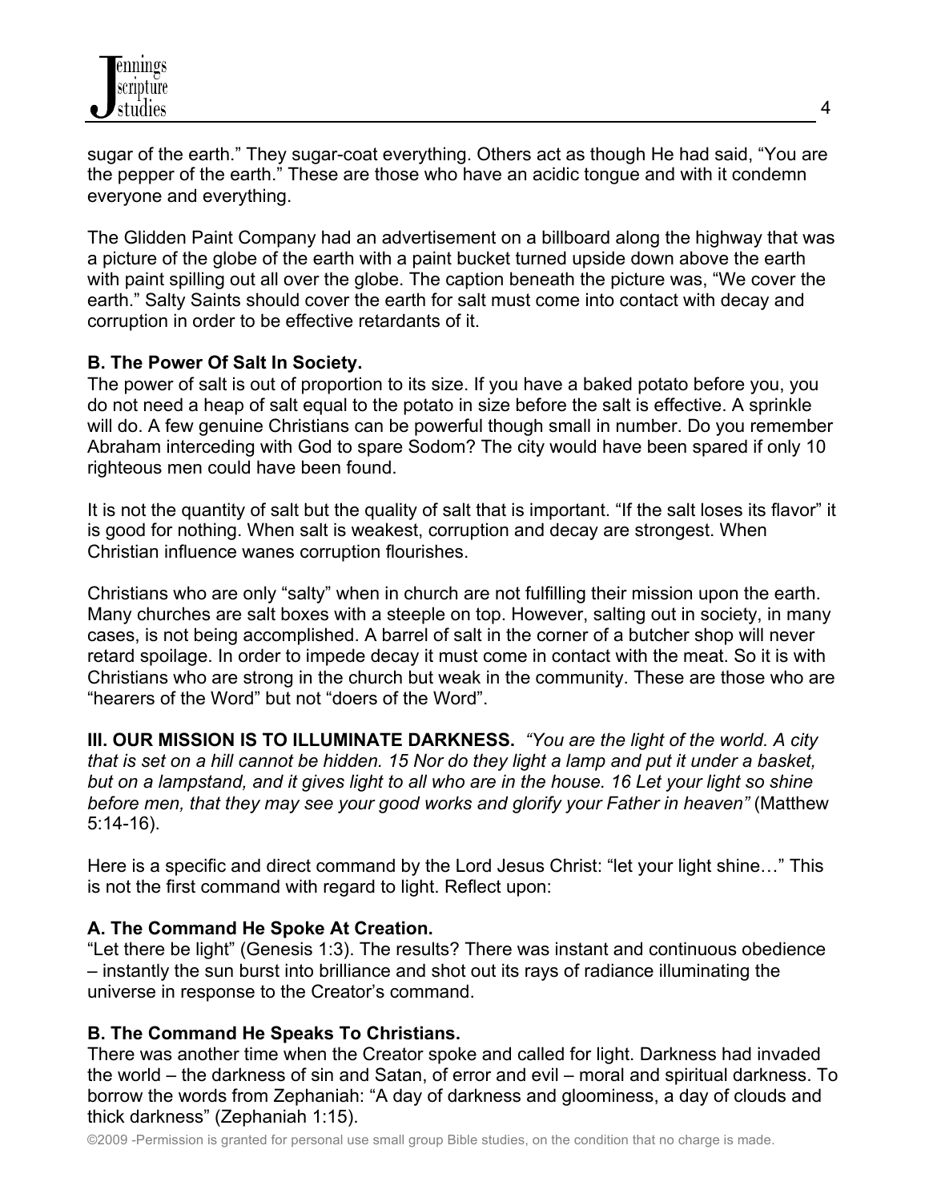sugar of the earth." They sugar-coat everything. Others act as though He had said, "You are the pepper of the earth." These are those who have an acidic tongue and with it condemn everyone and everything.

The Glidden Paint Company had an advertisement on a billboard along the highway that was a picture of the globe of the earth with a paint bucket turned upside down above the earth with paint spilling out all over the globe. The caption beneath the picture was, "We cover the earth." Salty Saints should cover the earth for salt must come into contact with decay and corruption in order to be effective retardants of it.

**B. The Power Of Salt In Society.**
The power of salt is out of proportion to its size. If you have a baked potato before you, you do not need a heap of salt equal to the potato in size before the salt is effective. A sprinkle will do. A few genuine Christians can be powerful though small in number. Do you remember Abraham interceding with God to spare Sodom? The city would have been spared if only 10 righteous men could have been found.

It is not the quantity of salt but the quality of salt that is important. "If the salt loses its flavor" it is good for nothing. When salt is weakest, corruption and decay are strongest. When Christian influence wanes corruption flourishes.

Christians who are only "salty" when in church are not fulfilling their mission upon the earth. Many churches are salt boxes with a steeple on top. However, salting out in society, in many cases, is not being accomplished. A barrel of salt in the corner of a butcher shop will never retard spoilage. In order to impede decay it must come in contact with the meat. So it is with Christians who are strong in the church but weak in the community. These are those who are "hearers of the Word" but not "doers of the Word".

**III. OUR MISSION IS TO ILLUMINATE DARKNESS.** *"You are the light of the world. A city that is set on a hill cannot be hidden. 15 Nor do they light a lamp and put it under a basket, but on a lampstand, and it gives light to all who are in the house. 16 Let your light so shine before men, that they may see your good works and glorify your Father in heaven"* (Matthew 5:14-16).

Here is a specific and direct command by the Lord Jesus Christ: "let your light shine…" This is not the first command with regard to light. Reflect upon:

**A. The Command He Spoke At Creation.**
"Let there be light" (Genesis 1:3). The results? There was instant and continuous obedience – instantly the sun burst into brilliance and shot out its rays of radiance illuminating the universe in response to the Creator's command.

**B. The Command He Speaks To Christians.**
There was another time when the Creator spoke and called for light. Darkness had invaded the world – the darkness of sin and Satan, of error and evil – moral and spiritual darkness. To borrow the words from Zephaniah: "A day of darkness and gloominess, a day of clouds and thick darkness" (Zephaniah 1:15).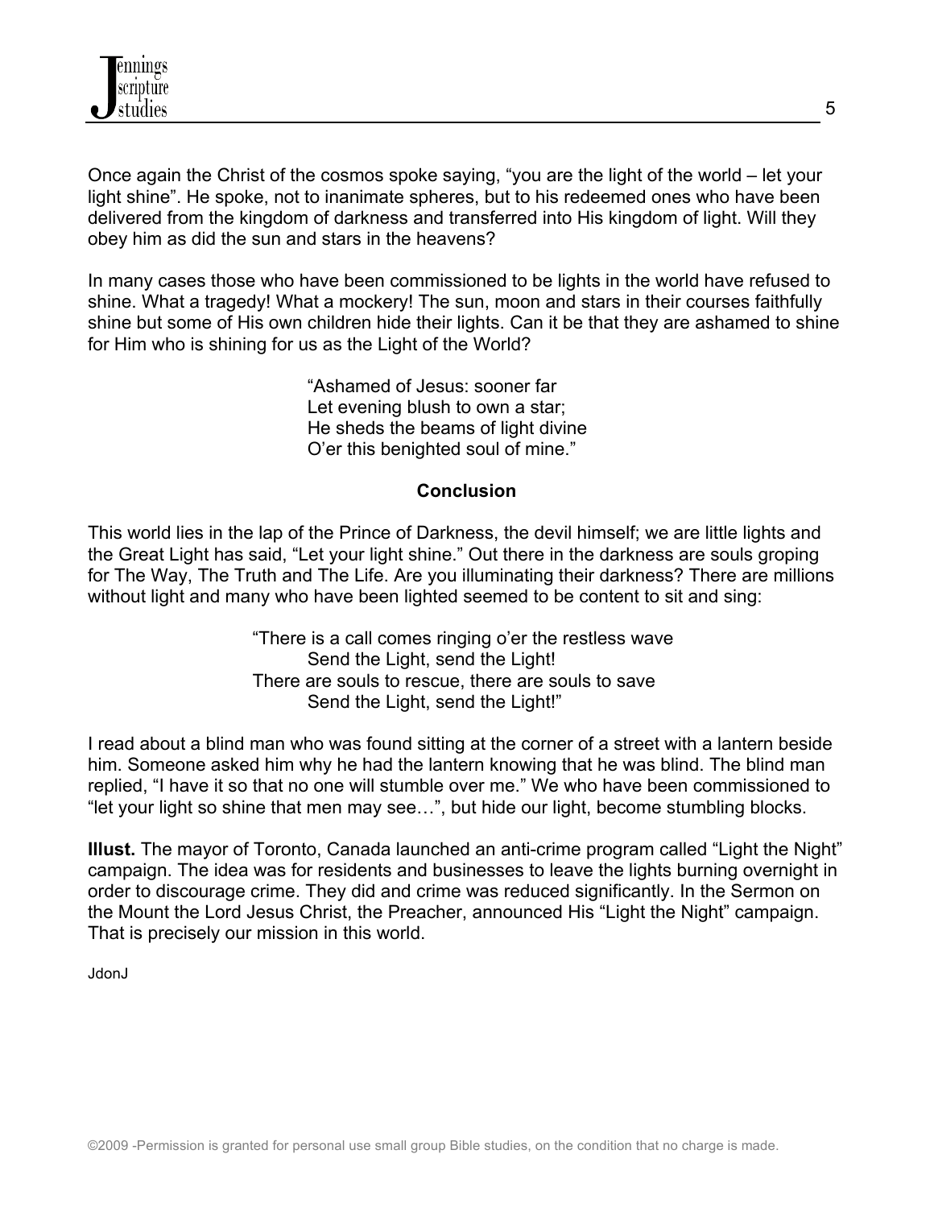Once again the Christ of the cosmos spoke saying, "you are the light of the world – let your light shine". He spoke, not to inanimate spheres, but to his redeemed ones who have been delivered from the kingdom of darkness and transferred into His kingdom of light. Will they obey him as did the sun and stars in the heavens?

In many cases those who have been commissioned to be lights in the world have refused to shine. What a tragedy! What a mockery! The sun, moon and stars in their courses faithfully shine but some of His own children hide their lights. Can it be that they are ashamed to shine for Him who is shining for us as the Light of the World?

> "Ashamed of Jesus: sooner far
> Let evening blush to own a star;
> He sheds the beams of light divine
> O'er this benighted soul of mine."

## Conclusion

This world lies in the lap of the Prince of Darkness, the devil himself; we are little lights and the Great Light has said, "Let your light shine." Out there in the darkness are souls groping for The Way, The Truth and The Life. Are you illuminating their darkness? There are millions without light and many who have been lighted seemed to be content to sit and sing:

> "There is a call comes ringing o'er the restless wave
> Send the Light, send the Light!
> There are souls to rescue, there are souls to save
> Send the Light, send the Light!"

I read about a blind man who was found sitting at the corner of a street with a lantern beside him. Someone asked him why he had the lantern knowing that he was blind. The blind man replied, "I have it so that no one will stumble over me." We who have been commissioned to "let your light so shine that men may see…", but hide our light, become stumbling blocks.

**Illust.** The mayor of Toronto, Canada launched an anti-crime program called "Light the Night" campaign. The idea was for residents and businesses to leave the lights burning overnight in order to discourage crime. They did and crime was reduced significantly. In the Sermon on the Mount the Lord Jesus Christ, the Preacher, announced His "Light the Night" campaign. That is precisely our mission in this world.

JdonJ